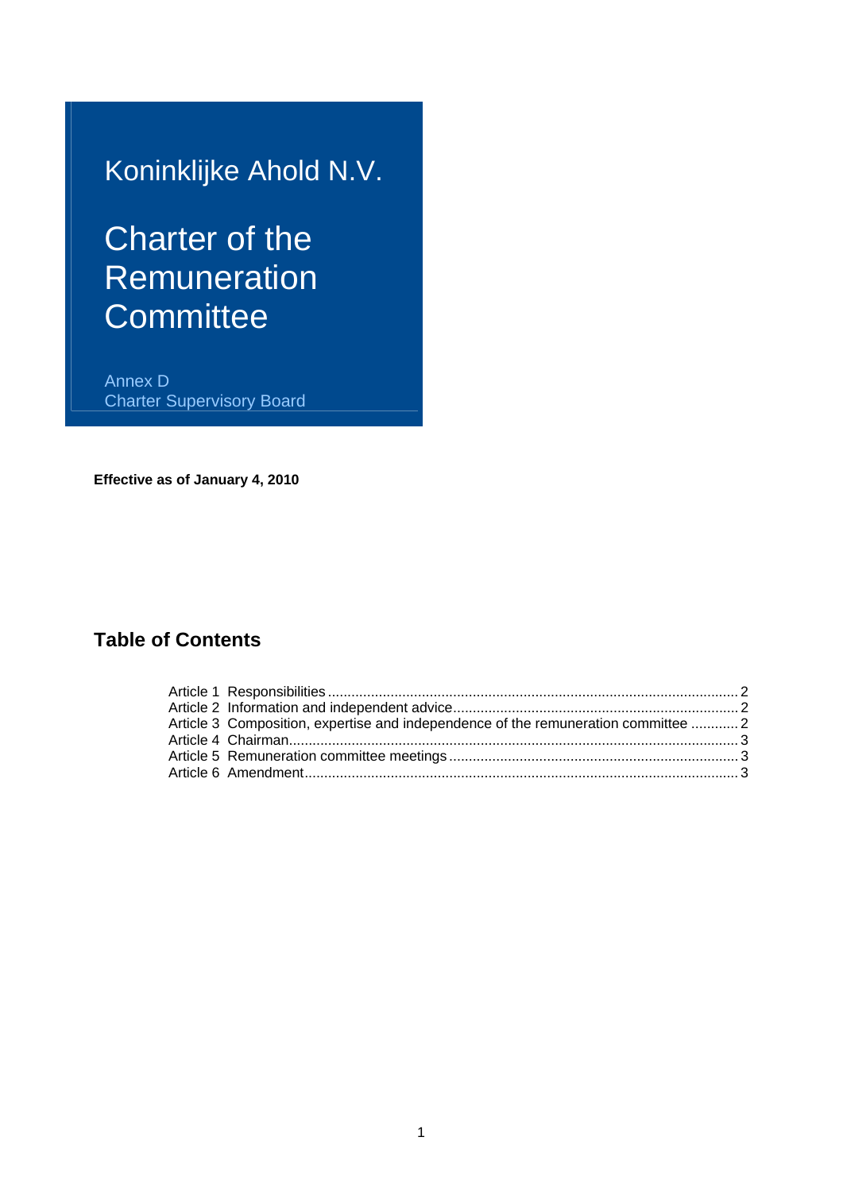# Koninklijke Ahold N.V.

# Charter of the Remuneration Committee

Annex D
Charter Supervisory Board

**Effective as of January 4, 2010**

## Table of Contents

Article 1 Responsibilities ........ 2
Article 2 Information and independent advice ........ 2
Article 3 Composition, expertise and independence of the remuneration committee ........ 2
Article 4 Chairman ........ 3
Article 5 Remuneration committee meetings ........ 3
Article 6 Amendment ........ 3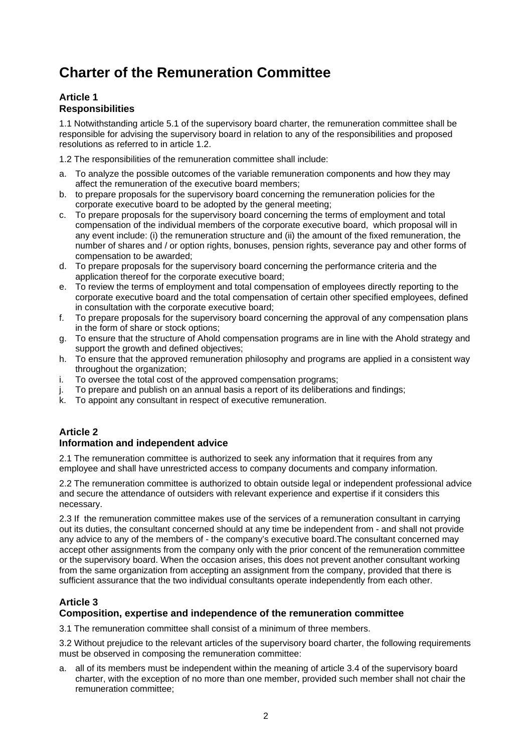# Charter of the Remuneration Committee

## Article 1
## Responsibilities

1.1 Notwithstanding article 5.1 of the supervisory board charter, the remuneration committee shall be responsible for advising the supervisory board in relation to any of the responsibilities and proposed resolutions as referred to in article 1.2.

1.2 The responsibilities of the remuneration committee shall include:

a. To analyze the possible outcomes of the variable remuneration components and how they may affect the remuneration of the executive board members;
b. to prepare proposals for the supervisory board concerning the remuneration policies for the corporate executive board to be adopted by the general meeting;
c. To prepare proposals for the supervisory board concerning the terms of employment and total compensation of the individual members of the corporate executive board, which proposal will in any event include: (i) the remuneration structure and (ii) the amount of the fixed remuneration, the number of shares and / or option rights, bonuses, pension rights, severance pay and other forms of compensation to be awarded;
d. To prepare proposals for the supervisory board concerning the performance criteria and the application thereof for the corporate executive board;
e. To review the terms of employment and total compensation of employees directly reporting to the corporate executive board and the total compensation of certain other specified employees, defined in consultation with the corporate executive board;
f. To prepare proposals for the supervisory board concerning the approval of any compensation plans in the form of share or stock options;
g. To ensure that the structure of Ahold compensation programs are in line with the Ahold strategy and support the growth and defined objectives;
h. To ensure that the approved remuneration philosophy and programs are applied in a consistent way throughout the organization;
i. To oversee the total cost of the approved compensation programs;
j. To prepare and publish on an annual basis a report of its deliberations and findings;
k. To appoint any consultant in respect of executive remuneration.

## Article 2
## Information and independent advice

2.1 The remuneration committee is authorized to seek any information that it requires from any employee and shall have unrestricted access to company documents and company information.

2.2 The remuneration committee is authorized to obtain outside legal or independent professional advice and secure the attendance of outsiders with relevant experience and expertise if it considers this necessary.

2.3 If the remuneration committee makes use of the services of a remuneration consultant in carrying out its duties, the consultant concerned should at any time be independent from - and shall not provide any advice to any of the members of - the company's executive board.The consultant concerned may accept other assignments from the company only with the prior concent of the remuneration committee or the supervisory board. When the occasion arises, this does not prevent another consultant working from the same organization from accepting an assignment from the company, provided that there is sufficient assurance that the two individual consultants operate independently from each other.

## Article 3
## Composition, expertise and independence of the remuneration committee

3.1 The remuneration committee shall consist of a minimum of three members.

3.2 Without prejudice to the relevant articles of the supervisory board charter, the following requirements must be observed in composing the remuneration committee:

a. all of its members must be independent within the meaning of article 3.4 of the supervisory board charter, with the exception of no more than one member, provided such member shall not chair the remuneration committee;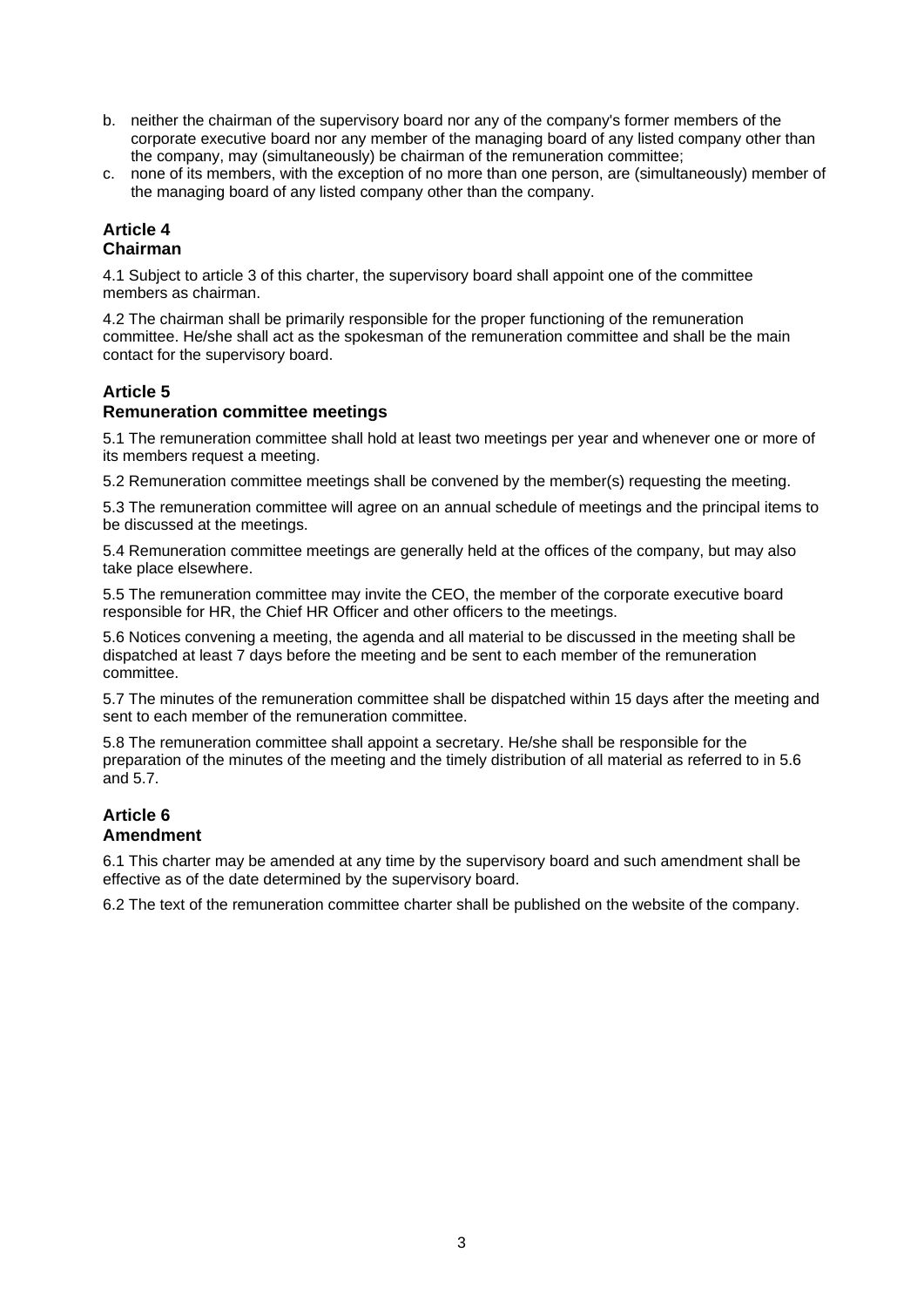b. neither the chairman of the supervisory board nor any of the company's former members of the corporate executive board nor any member of the managing board of any listed company other than the company, may (simultaneously) be chairman of the remuneration committee;
c. none of its members, with the exception of no more than one person, are (simultaneously) member of the managing board of any listed company other than the company.

### Article 4
### Chairman

4.1 Subject to article 3 of this charter, the supervisory board shall appoint one of the committee members as chairman.

4.2 The chairman shall be primarily responsible for the proper functioning of the remuneration committee. He/she shall act as the spokesman of the remuneration committee and shall be the main contact for the supervisory board.

### Article 5
### Remuneration committee meetings

5.1 The remuneration committee shall hold at least two meetings per year and whenever one or more of its members request a meeting.

5.2 Remuneration committee meetings shall be convened by the member(s) requesting the meeting.

5.3 The remuneration committee will agree on an annual schedule of meetings and the principal items to be discussed at the meetings.

5.4 Remuneration committee meetings are generally held at the offices of the company, but may also take place elsewhere.

5.5 The remuneration committee may invite the CEO, the member of the corporate executive board responsible for HR, the Chief HR Officer and other officers to the meetings.

5.6 Notices convening a meeting, the agenda and all material to be discussed in the meeting shall be dispatched at least 7 days before the meeting and be sent to each member of the remuneration committee.

5.7 The minutes of the remuneration committee shall be dispatched within 15 days after the meeting and sent to each member of the remuneration committee.

5.8 The remuneration committee shall appoint a secretary. He/she shall be responsible for the preparation of the minutes of the meeting and the timely distribution of all material as referred to in 5.6 and 5.7.

### Article 6
### Amendment

6.1 This charter may be amended at any time by the supervisory board and such amendment shall be effective as of the date determined by the supervisory board.

6.2 The text of the remuneration committee charter shall be published on the website of the company.